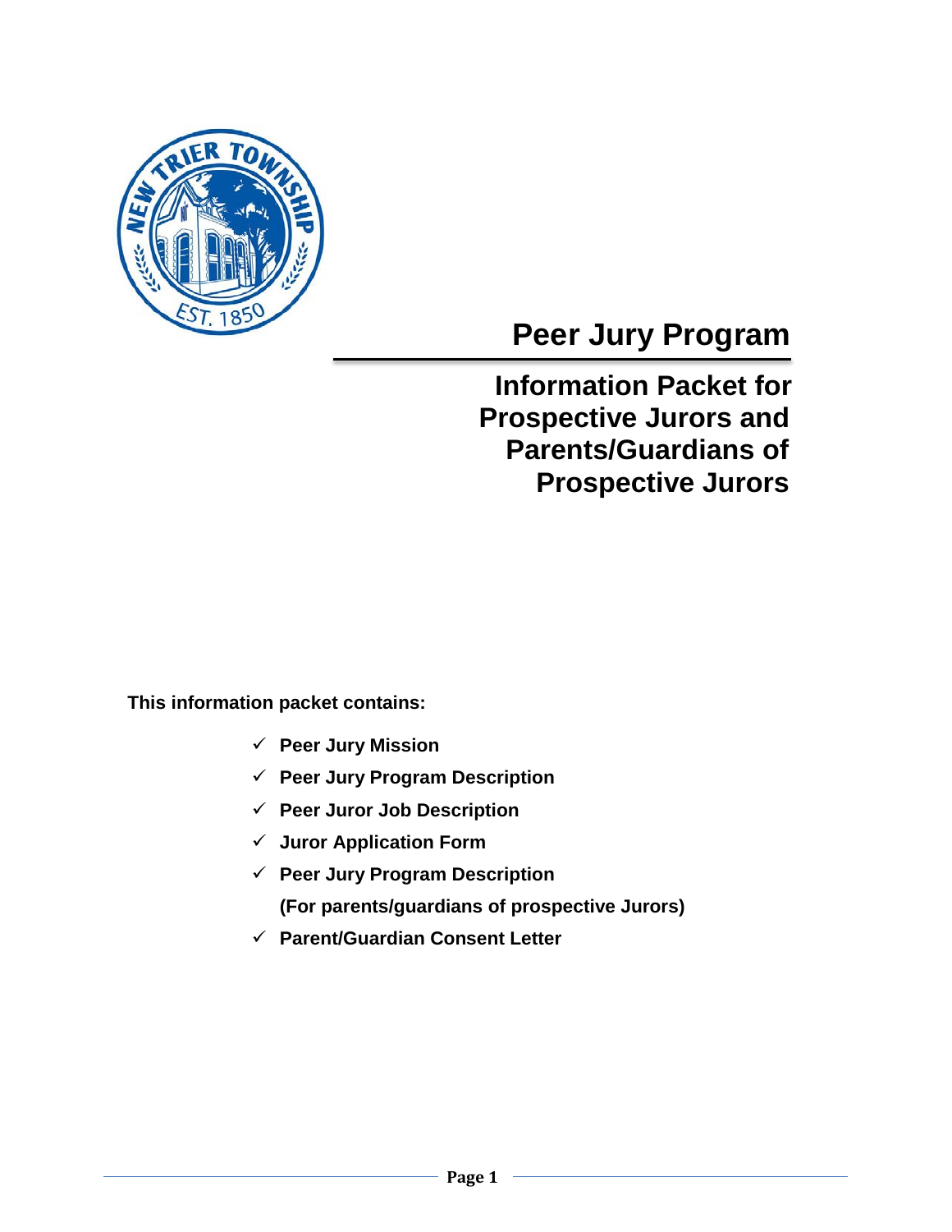# Peer Jury Program

## Information Packet for Prospective Jurors and Parents/Guardians of Prospective Jurors

**This information packet contains:**

- ✓ **Peer Jury Mission**
- ✓ **Peer Jury Program Description**
- ✓ **Peer Juror Job Description**
- ✓ **Juror Application Form**
- ✓ **Peer Jury Program Description (For parents/guardians of prospective Jurors)**
- ✓ **Parent/Guardian Consent Letter**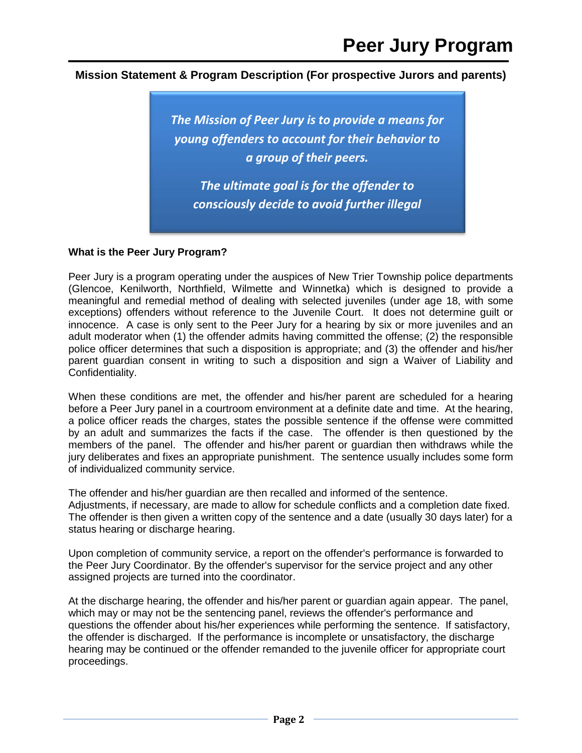# Peer Jury Program

**Mission Statement & Program Description (For prospective Jurors and parents)**

> ***The Mission of Peer Jury is to provide a means for young offenders to account for their behavior to a group of their peers.***
>
> ***The ultimate goal is for the offender to consciously decide to avoid further illegal***

**What is the Peer Jury Program?**

Peer Jury is a program operating under the auspices of New Trier Township police departments (Glencoe, Kenilworth, Northfield, Wilmette and Winnetka) which is designed to provide a meaningful and remedial method of dealing with selected juveniles (under age 18, with some exceptions) offenders without reference to the Juvenile Court. It does not determine guilt or innocence. A case is only sent to the Peer Jury for a hearing by six or more juveniles and an adult moderator when (1) the offender admits having committed the offense; (2) the responsible police officer determines that such a disposition is appropriate; and (3) the offender and his/her parent guardian consent in writing to such a disposition and sign a Waiver of Liability and Confidentiality.

When these conditions are met, the offender and his/her parent are scheduled for a hearing before a Peer Jury panel in a courtroom environment at a definite date and time. At the hearing, a police officer reads the charges, states the possible sentence if the offense were committed by an adult and summarizes the facts if the case. The offender is then questioned by the members of the panel. The offender and his/her parent or guardian then withdraws while the jury deliberates and fixes an appropriate punishment. The sentence usually includes some form of individualized community service.

The offender and his/her guardian are then recalled and informed of the sentence.
Adjustments, if necessary, are made to allow for schedule conflicts and a completion date fixed. The offender is then given a written copy of the sentence and a date (usually 30 days later) for a status hearing or discharge hearing.

Upon completion of community service, a report on the offender's performance is forwarded to the Peer Jury Coordinator. By the offender's supervisor for the service project and any other assigned projects are turned into the coordinator.

At the discharge hearing, the offender and his/her parent or guardian again appear. The panel, which may or may not be the sentencing panel, reviews the offender's performance and questions the offender about his/her experiences while performing the sentence. If satisfactory, the offender is discharged. If the performance is incomplete or unsatisfactory, the discharge hearing may be continued or the offender remanded to the juvenile officer for appropriate court proceedings.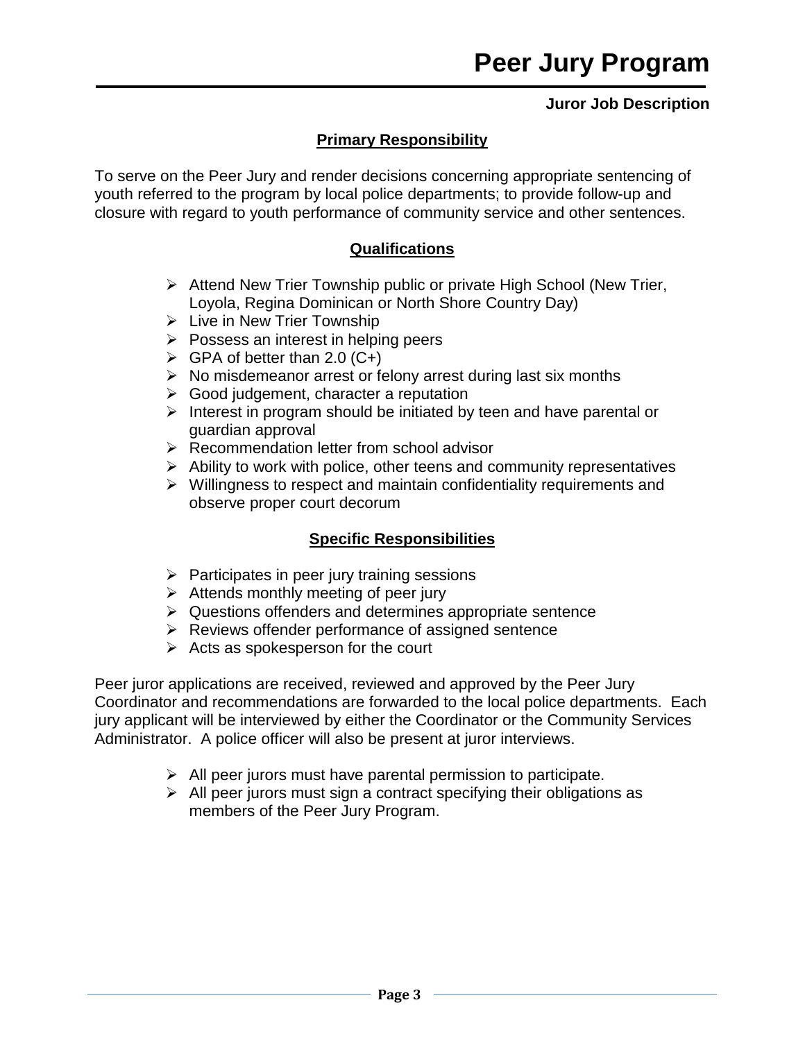# Peer Jury Program

**Juror Job Description**

## Primary Responsibility

To serve on the Peer Jury and render decisions concerning appropriate sentencing of youth referred to the program by local police departments; to provide follow-up and closure with regard to youth performance of community service and other sentences.

## Qualifications

- Attend New Trier Township public or private High School (New Trier, Loyola, Regina Dominican or North Shore Country Day)
- Live in New Trier Township
- Possess an interest in helping peers
- GPA of better than 2.0 (C+)
- No misdemeanor arrest or felony arrest during last six months
- Good judgement, character a reputation
- Interest in program should be initiated by teen and have parental or guardian approval
- Recommendation letter from school advisor
- Ability to work with police, other teens and community representatives
- Willingness to respect and maintain confidentiality requirements and observe proper court decorum

## Specific Responsibilities

- Participates in peer jury training sessions
- Attends monthly meeting of peer jury
- Questions offenders and determines appropriate sentence
- Reviews offender performance of assigned sentence
- Acts as spokesperson for the court

Peer juror applications are received, reviewed and approved by the Peer Jury Coordinator and recommendations are forwarded to the local police departments. Each jury applicant will be interviewed by either the Coordinator or the Community Services Administrator. A police officer will also be present at juror interviews.

- All peer jurors must have parental permission to participate.
- All peer jurors must sign a contract specifying their obligations as members of the Peer Jury Program.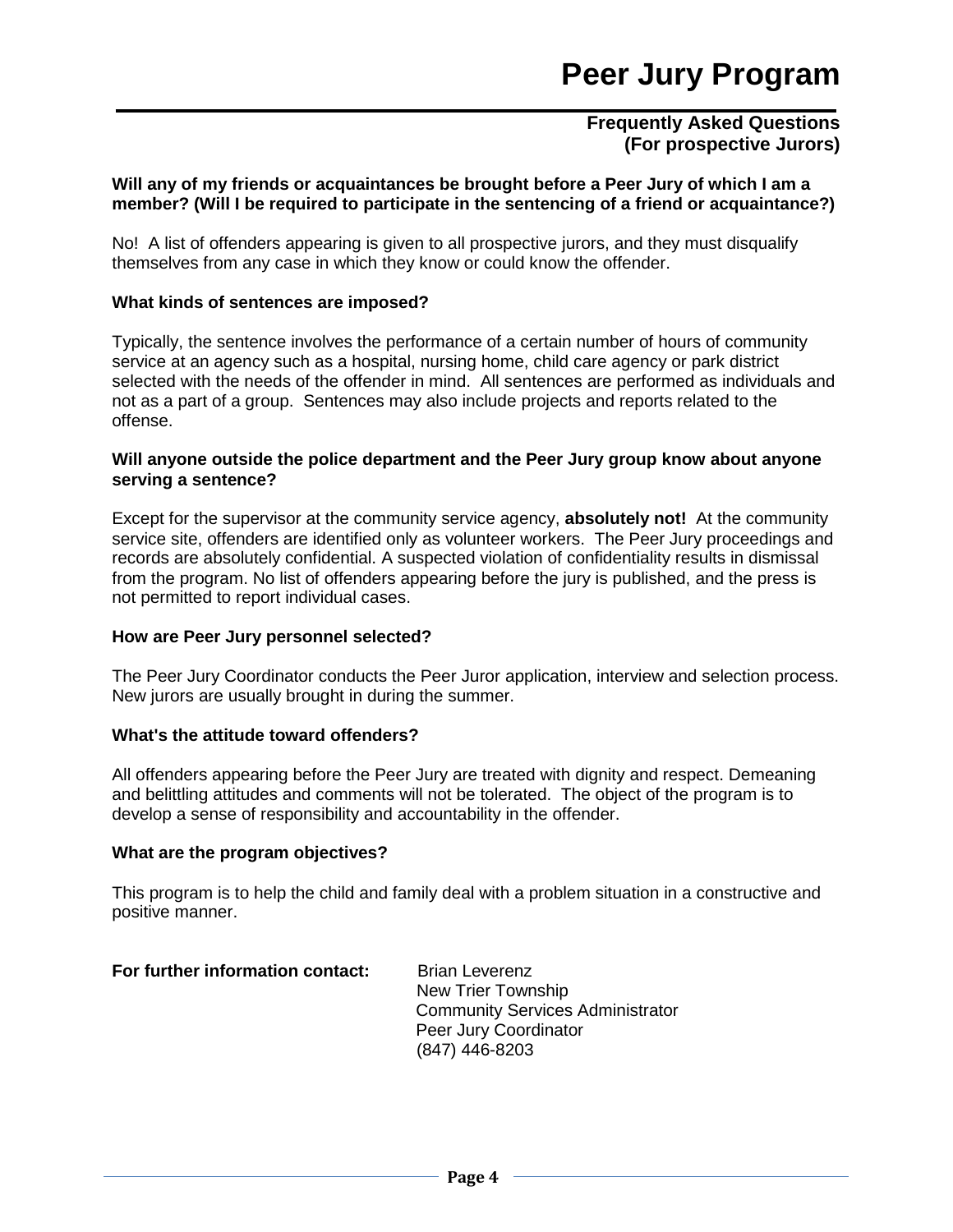# Peer Jury Program

## Frequently Asked Questions (For prospective Jurors)

**Will any of my friends or acquaintances be brought before a Peer Jury of which I am a member? (Will I be required to participate in the sentencing of a friend or acquaintance?)**

No! A list of offenders appearing is given to all prospective jurors, and they must disqualify themselves from any case in which they know or could know the offender.

**What kinds of sentences are imposed?**

Typically, the sentence involves the performance of a certain number of hours of community service at an agency such as a hospital, nursing home, child care agency or park district selected with the needs of the offender in mind. All sentences are performed as individuals and not as a part of a group. Sentences may also include projects and reports related to the offense.

**Will anyone outside the police department and the Peer Jury group know about anyone serving a sentence?**

Except for the supervisor at the community service agency, **absolutely not!** At the community service site, offenders are identified only as volunteer workers. The Peer Jury proceedings and records are absolutely confidential. A suspected violation of confidentiality results in dismissal from the program. No list of offenders appearing before the jury is published, and the press is not permitted to report individual cases.

**How are Peer Jury personnel selected?**

The Peer Jury Coordinator conducts the Peer Juror application, interview and selection process. New jurors are usually brought in during the summer.

**What's the attitude toward offenders?**

All offenders appearing before the Peer Jury are treated with dignity and respect. Demeaning and belittling attitudes and comments will not be tolerated. The object of the program is to develop a sense of responsibility and accountability in the offender.

**What are the program objectives?**

This program is to help the child and family deal with a problem situation in a constructive and positive manner.

**For further information contact:**

Brian Leverenz
New Trier Township
Community Services Administrator
Peer Jury Coordinator
(847) 446-8203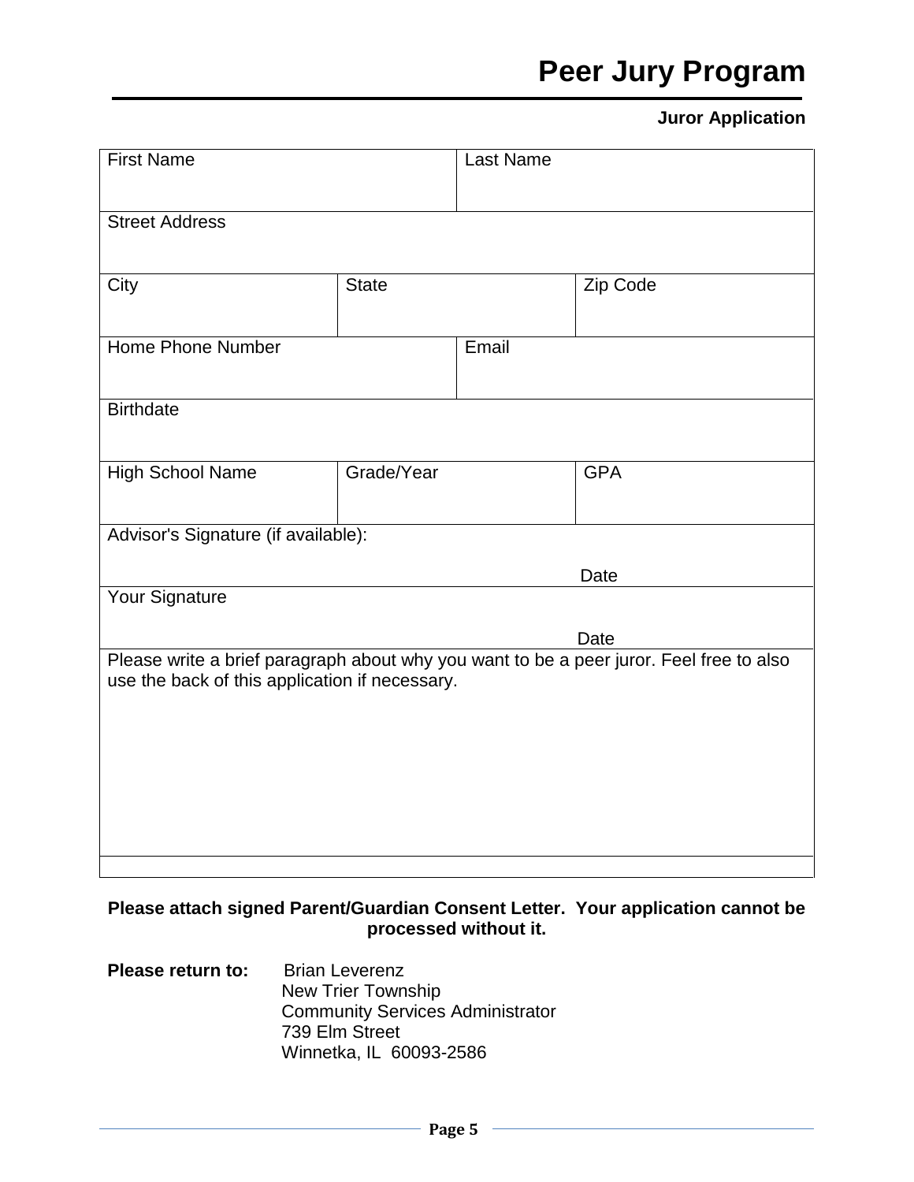# Peer Jury Program

**Juror Application**

| First Name | | Last Name | |
|---|---|---|---|
| Street Address | | | |
| City | State | | Zip Code |
| Home Phone Number | | Email | |
| Birthdate | | | |
| High School Name | Grade/Year | | GPA |
| Advisor's Signature (if available): | | | Date |
| Your Signature | | | Date |
| Please write a brief paragraph about why you want to be a peer juror. Feel free to also use the back of this application if necessary. | | | |

**Please attach signed Parent/Guardian Consent Letter. Your application cannot be processed without it.**

**Please return to:** Brian Leverenz
New Trier Township
Community Services Administrator
739 Elm Street
Winnetka, IL 60093-2586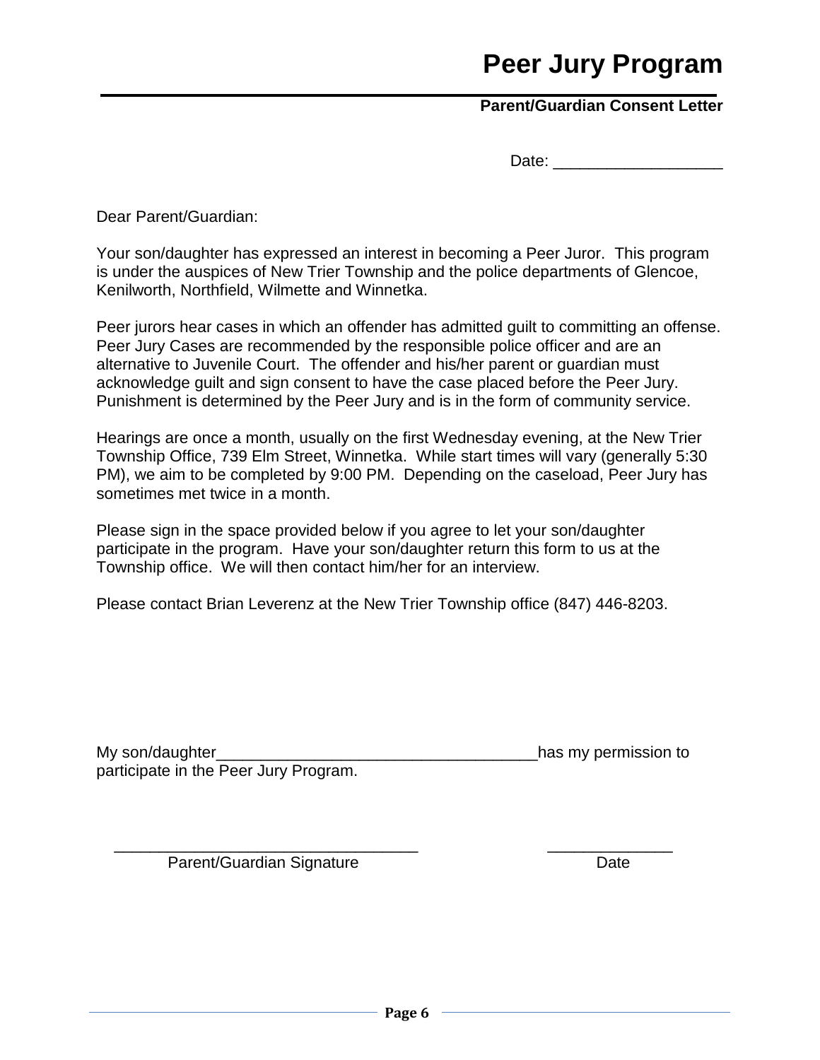# Peer Jury Program

**Parent/Guardian Consent Letter**

Date: ___________________

Dear Parent/Guardian:

Your son/daughter has expressed an interest in becoming a Peer Juror. This program is under the auspices of New Trier Township and the police departments of Glencoe, Kenilworth, Northfield, Wilmette and Winnetka.

Peer jurors hear cases in which an offender has admitted guilt to committing an offense. Peer Jury Cases are recommended by the responsible police officer and are an alternative to Juvenile Court. The offender and his/her parent or guardian must acknowledge guilt and sign consent to have the case placed before the Peer Jury. Punishment is determined by the Peer Jury and is in the form of community service.

Hearings are once a month, usually on the first Wednesday evening, at the New Trier Township Office, 739 Elm Street, Winnetka. While start times will vary (generally 5:30 PM), we aim to be completed by 9:00 PM. Depending on the caseload, Peer Jury has sometimes met twice in a month.

Please sign in the space provided below if you agree to let your son/daughter participate in the program. Have your son/daughter return this form to us at the Township office. We will then contact him/her for an interview.

Please contact Brian Leverenz at the New Trier Township office (847) 446-8203.

My son/daughter____________________________________has my permission to participate in the Peer Jury Program.

__________________________________ Parent/Guardian Signature

______________ Date